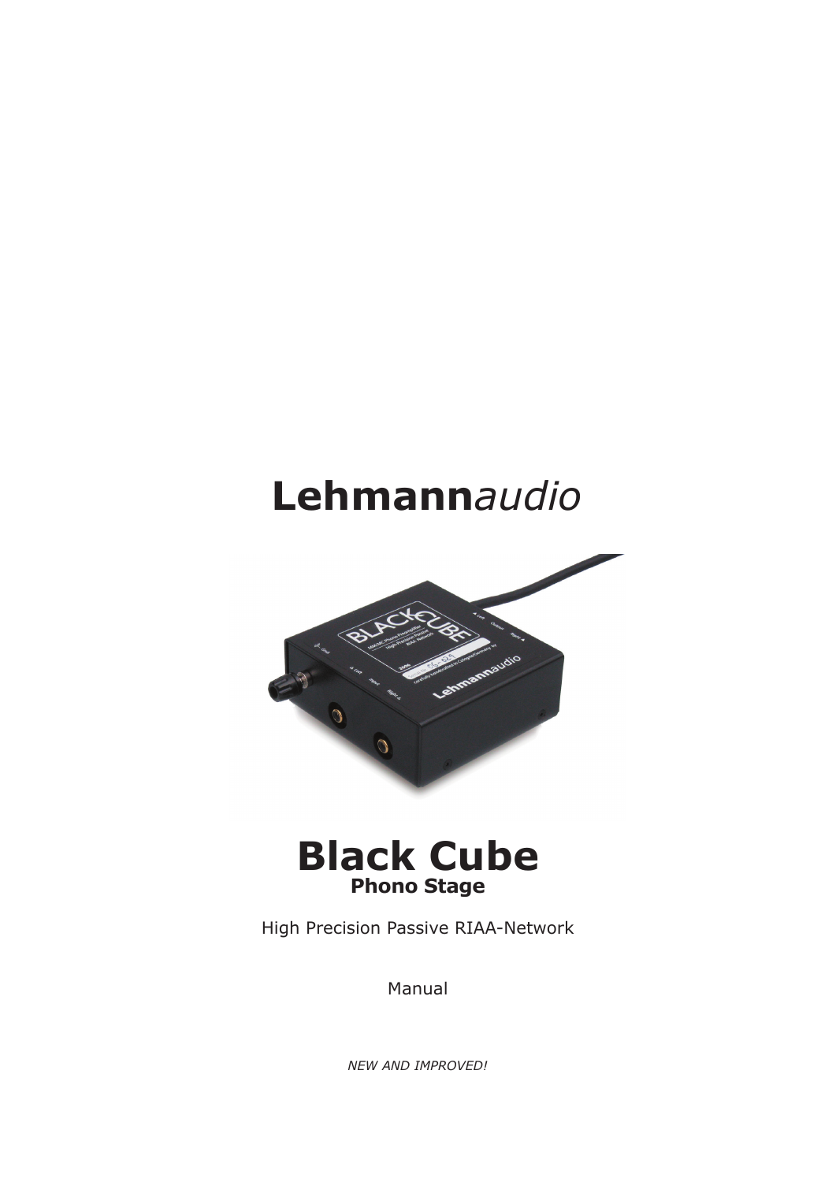# Lehmann*audio*

# Black Cube

## Phono Stage

High Precision Passive RIAA-Network

Manual

*NEW AND IMPROVED!*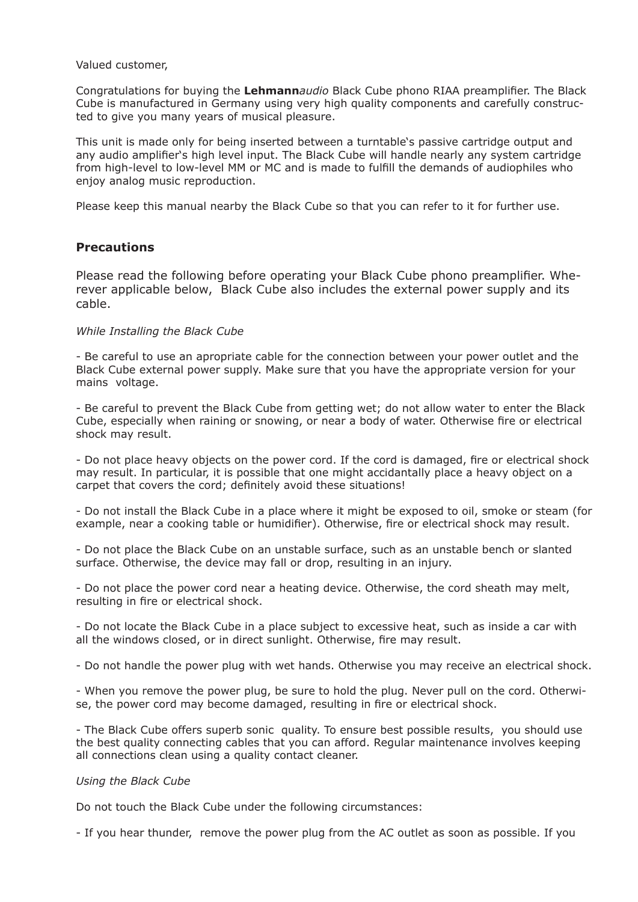Valued customer,

Congratulations for buying the **Lehmann***audio* Black Cube phono RIAA preamplifier. The Black Cube is manufactured in Germany using very high quality components and carefully constructed to give you many years of musical pleasure.

This unit is made only for being inserted between a turntable's passive cartridge output and any audio amplifier's high level input. The Black Cube will handle nearly any system cartridge from high-level to low-level MM or MC and is made to fulfill the demands of audiophiles who enjoy analog music reproduction.

Please keep this manual nearby the Black Cube so that you can refer to it for further use.

## Precautions

Please read the following before operating your Black Cube phono preamplifier. Wherever applicable below, Black Cube also includes the external power supply and its cable.

*While Installing the Black Cube*

- Be careful to use an apropriate cable for the connection between your power outlet and the Black Cube external power supply. Make sure that you have the appropriate version for your mains voltage.

- Be careful to prevent the Black Cube from getting wet; do not allow water to enter the Black Cube, especially when raining or snowing, or near a body of water. Otherwise fire or electrical shock may result.

- Do not place heavy objects on the power cord. If the cord is damaged, fire or electrical shock may result. In particular, it is possible that one might accidantally place a heavy object on a carpet that covers the cord; definitely avoid these situations!

- Do not install the Black Cube in a place where it might be exposed to oil, smoke or steam (for example, near a cooking table or humidifier). Otherwise, fire or electrical shock may result.

- Do not place the Black Cube on an unstable surface, such as an unstable bench or slanted surface. Otherwise, the device may fall or drop, resulting in an injury.

- Do not place the power cord near a heating device. Otherwise, the cord sheath may melt, resulting in fire or electrical shock.

- Do not locate the Black Cube in a place subject to excessive heat, such as inside a car with all the windows closed, or in direct sunlight. Otherwise, fire may result.

- Do not handle the power plug with wet hands. Otherwise you may receive an electrical shock.

- When you remove the power plug, be sure to hold the plug. Never pull on the cord. Otherwise, the power cord may become damaged, resulting in fire or electrical shock.

- The Black Cube offers superb sonic quality. To ensure best possible results, you should use the best quality connecting cables that you can afford. Regular maintenance involves keeping all connections clean using a quality contact cleaner.

*Using the Black Cube*

Do not touch the Black Cube under the following circumstances:

- If you hear thunder, remove the power plug from the AC outlet as soon as possible. If you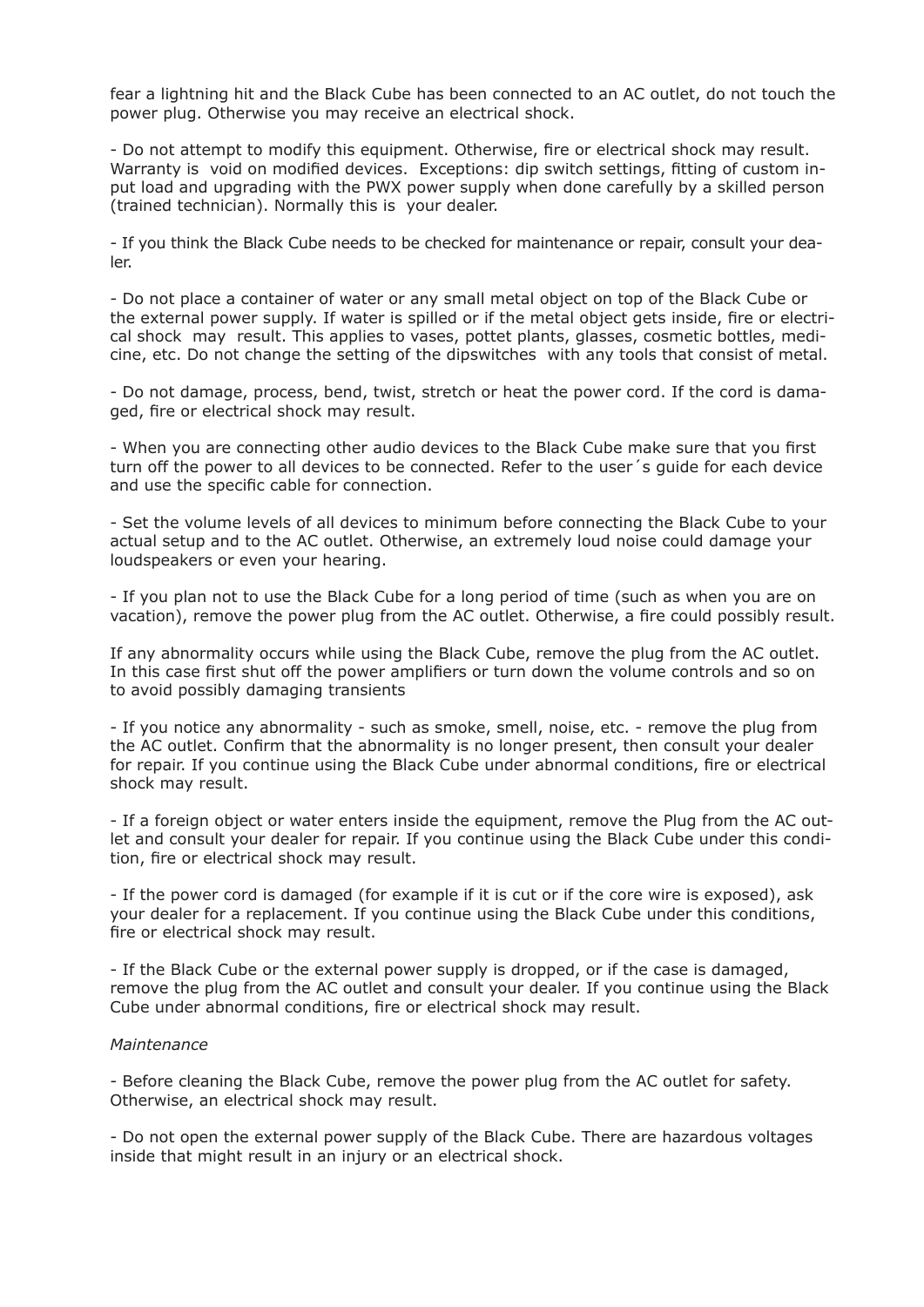fear a lightning hit and the Black Cube has been connected to an AC outlet, do not touch the power plug. Otherwise you may receive an electrical shock.

- Do not attempt to modify this equipment. Otherwise, fire or electrical shock may result. Warranty is void on modified devices. Exceptions: dip switch settings, fitting of custom input load and upgrading with the PWX power supply when done carefully by a skilled person (trained technician). Normally this is your dealer.

- If you think the Black Cube needs to be checked for maintenance or repair, consult your dealer.

- Do not place a container of water or any small metal object on top of the Black Cube or the external power supply. If water is spilled or if the metal object gets inside, fire or electrical shock may result. This applies to vases, pottet plants, glasses, cosmetic bottles, medicine, etc. Do not change the setting of the dipswitches with any tools that consist of metal.

- Do not damage, process, bend, twist, stretch or heat the power cord. If the cord is damaged, fire or electrical shock may result.

- When you are connecting other audio devices to the Black Cube make sure that you first turn off the power to all devices to be connected. Refer to the user´s guide for each device and use the specific cable for connection.

- Set the volume levels of all devices to minimum before connecting the Black Cube to your actual setup and to the AC outlet. Otherwise, an extremely loud noise could damage your loudspeakers or even your hearing.

- If you plan not to use the Black Cube for a long period of time (such as when you are on vacation), remove the power plug from the AC outlet. Otherwise, a fire could possibly result.

If any abnormality occurs while using the Black Cube, remove the plug from the AC outlet. In this case first shut off the power amplifiers or turn down the volume controls and so on to avoid possibly damaging transients

- If you notice any abnormality - such as smoke, smell, noise, etc. - remove the plug from the AC outlet. Confirm that the abnormality is no longer present, then consult your dealer for repair. If you continue using the Black Cube under abnormal conditions, fire or electrical shock may result.

- If a foreign object or water enters inside the equipment, remove the Plug from the AC outlet and consult your dealer for repair. If you continue using the Black Cube under this condition, fire or electrical shock may result.

- If the power cord is damaged (for example if it is cut or if the core wire is exposed), ask your dealer for a replacement. If you continue using the Black Cube under this conditions, fire or electrical shock may result.

- If the Black Cube or the external power supply is dropped, or if the case is damaged, remove the plug from the AC outlet and consult your dealer. If you continue using the Black Cube under abnormal conditions, fire or electrical shock may result.

*Maintenance*

- Before cleaning the Black Cube, remove the power plug from the AC outlet for safety. Otherwise, an electrical shock may result.

- Do not open the external power supply of the Black Cube. There are hazardous voltages inside that might result in an injury or an electrical shock.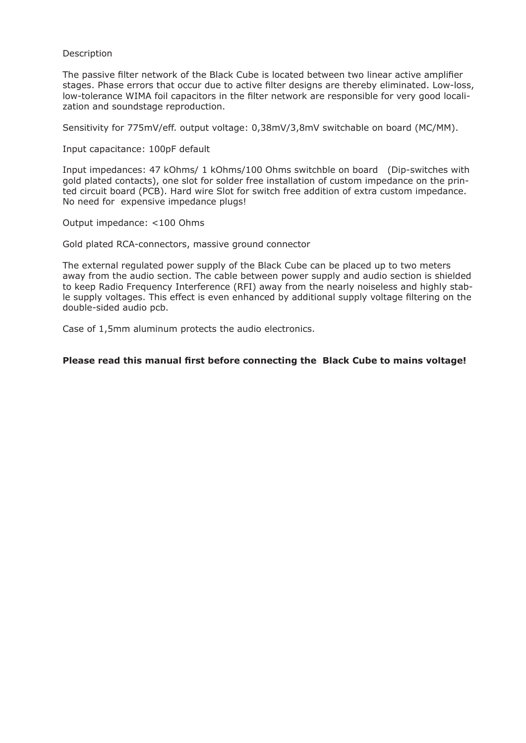Description

The passive filter network of the Black Cube is located between two linear active amplifier stages. Phase errors that occur due to active filter designs are thereby eliminated. Low-loss, low-tolerance WIMA foil capacitors in the filter network are responsible for very good localization and soundstage reproduction.

Sensitivity for 775mV/eff. output voltage: 0,38mV/3,8mV switchable on board (MC/MM).

Input capacitance: 100pF default

Input impedances: 47 kOhms/ 1 kOhms/100 Ohms switchble on board (Dip-switches with gold plated contacts), one slot for solder free installation of custom impedance on the printed circuit board (PCB). Hard wire Slot for switch free addition of extra custom impedance. No need for expensive impedance plugs!

Output impedance: <100 Ohms

Gold plated RCA-connectors, massive ground connector

The external regulated power supply of the Black Cube can be placed up to two meters away from the audio section. The cable between power supply and audio section is shielded to keep Radio Frequency Interference (RFI) away from the nearly noiseless and highly stable supply voltages. This effect is even enhanced by additional supply voltage filtering on the double-sided audio pcb.

Case of 1,5mm aluminum protects the audio electronics.

**Please read this manual first before connecting the Black Cube to mains voltage!**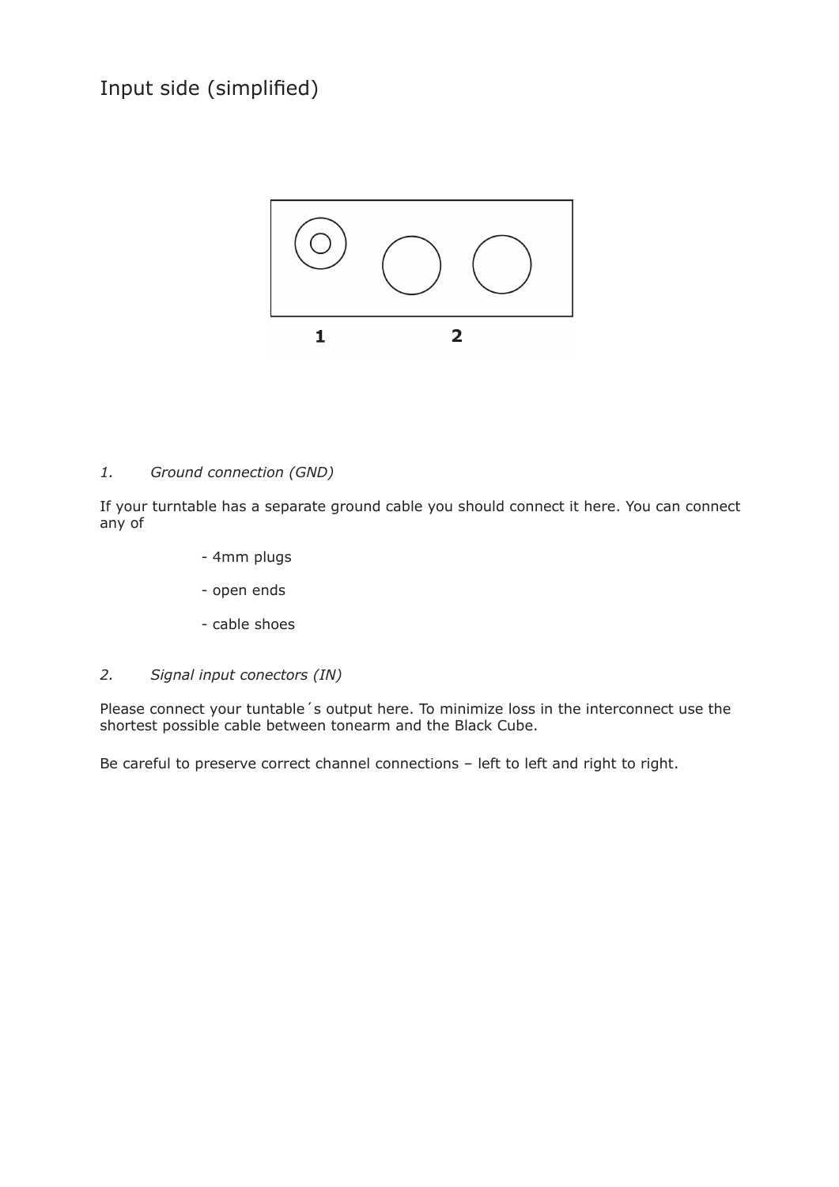Input side (simplified)

1

2

*1. Ground connection (GND)*

If your turntable has a separate ground cable you should connect it here. You can connect any of

- 4mm plugs
- open ends
- cable shoes

*2. Signal input conectors (IN)*

Please connect your tuntable´s output here. To minimize loss in the interconnect use the shortest possible cable between tonearm and the Black Cube.

Be careful to preserve correct channel connections – left to left and right to right.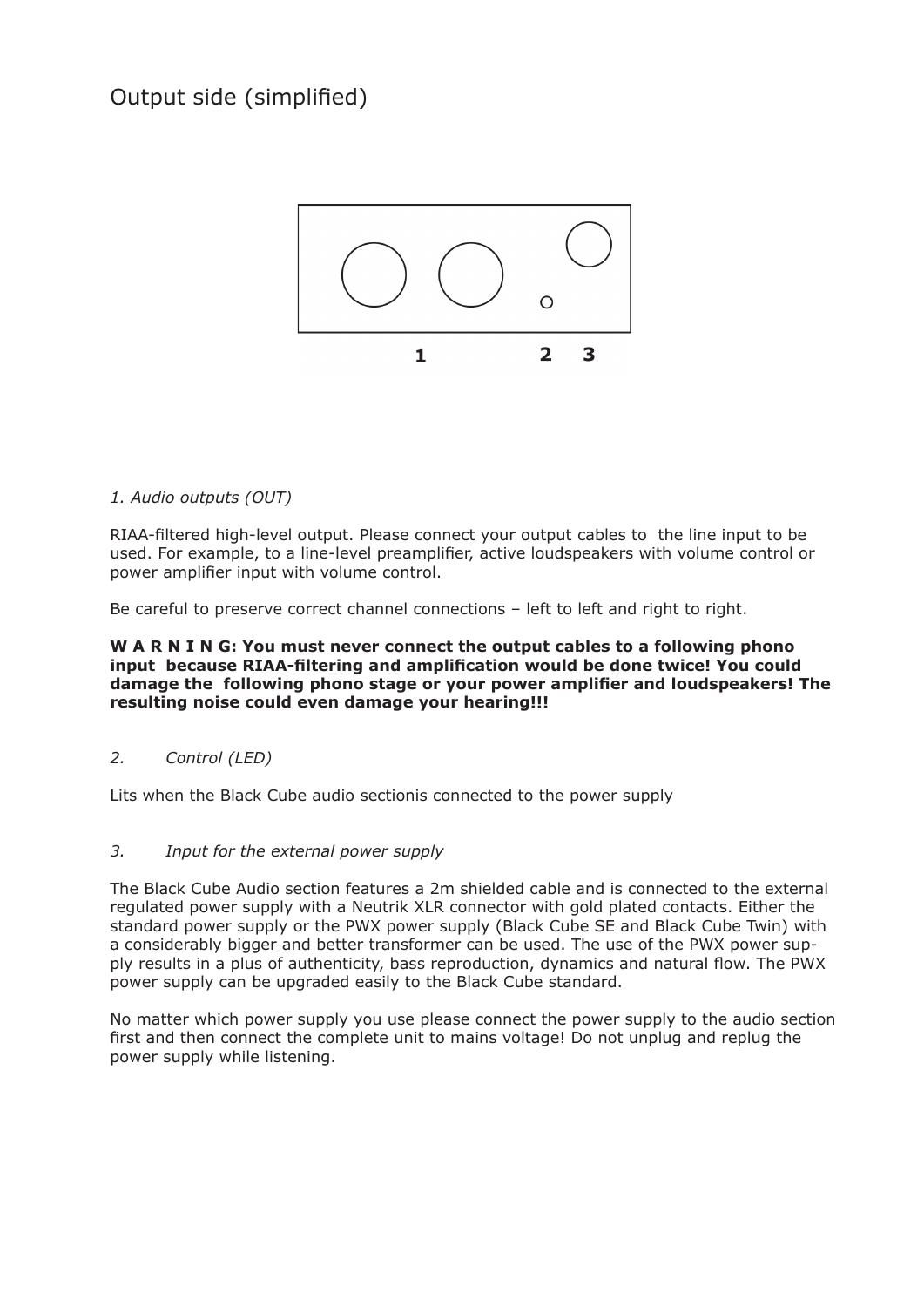# Output side (simplified)

1

2

3

*1. Audio outputs (OUT)*

RIAA-filtered high-level output. Please connect your output cables to the line input to be used. For example, to a line-level preamplifier, active loudspeakers with volume control or power amplifier input with volume control.

Be careful to preserve correct channel connections – left to left and right to right.

**W A R N I N G: You must never connect the output cables to a following phono input because RIAA-filtering and amplification would be done twice! You could damage the following phono stage or your power amplifier and loudspeakers! The resulting noise could even damage your hearing!!!**

*2. Control (LED)*

Lits when the Black Cube audio sectionis connected to the power supply

*3. Input for the external power supply*

The Black Cube Audio section features a 2m shielded cable and is connected to the external regulated power supply with a Neutrik XLR connector with gold plated contacts. Either the standard power supply or the PWX power supply (Black Cube SE and Black Cube Twin) with a considerably bigger and better transformer can be used. The use of the PWX power supply results in a plus of authenticity, bass reproduction, dynamics and natural flow. The PWX power supply can be upgraded easily to the Black Cube standard.

No matter which power supply you use please connect the power supply to the audio section first and then connect the complete unit to mains voltage! Do not unplug and replug the power supply while listening.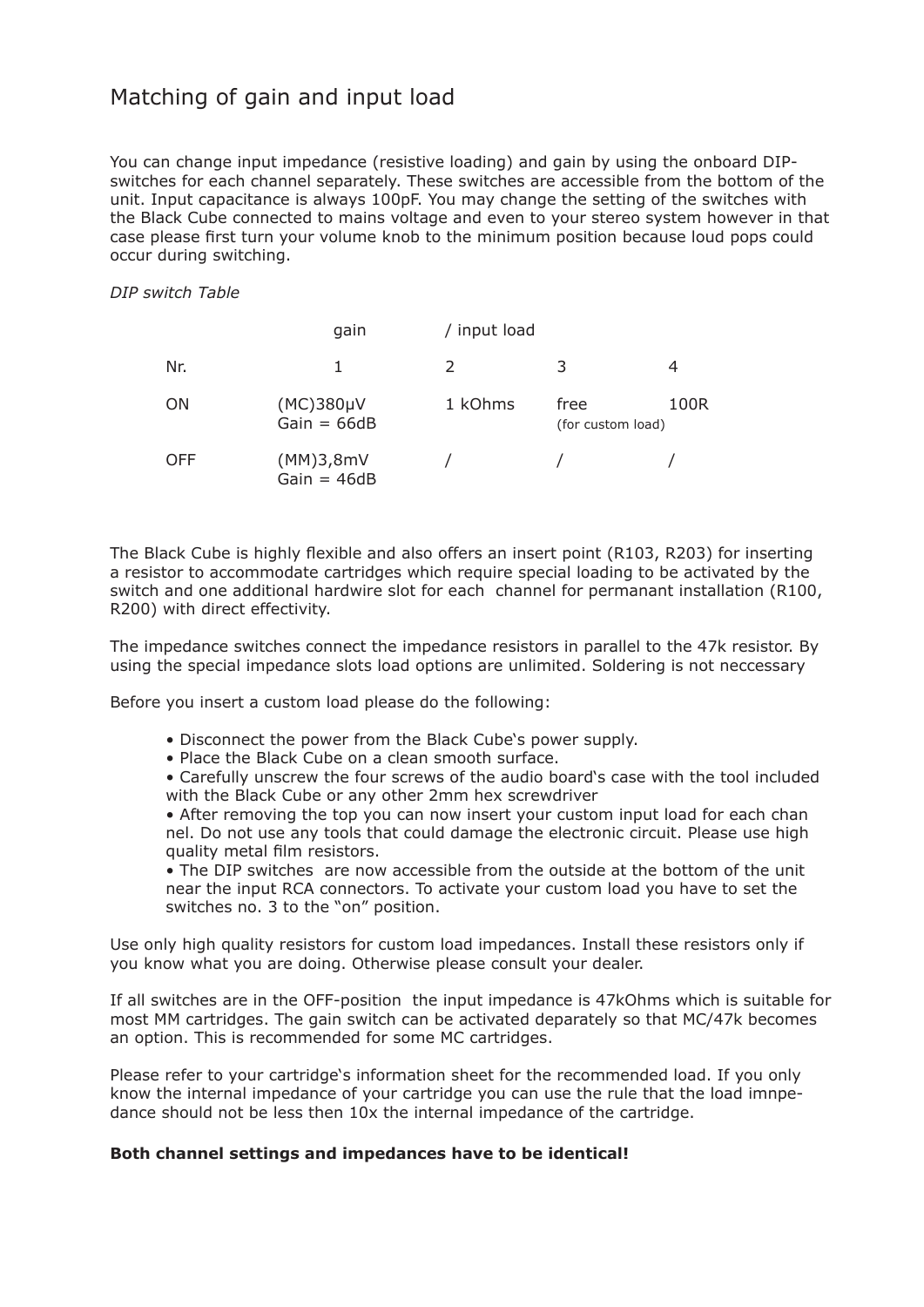# Matching of gain and input load

You can change input impedance (resistive loading) and gain by using the onboard DIP-switches for each channel separately. These switches are accessible from the bottom of the unit. Input capacitance is always 100pF. You may change the setting of the switches with the Black Cube connected to mains voltage and even to your stereo system however in that case please first turn your volume knob to the minimum position because loud pops could occur during switching.

*DIP switch Table*

| | gain | / input load | | |
|---|---|---|---|---|
| Nr. | 1 | 2 | 3 | 4 |
| ON | (MC)380µV<br>Gain = 66dB | 1 kOhms | free<br>(for custom load) | 100R |
| OFF | (MM)3,8mV<br>Gain = 46dB | / | / | / |

The Black Cube is highly flexible and also offers an insert point (R103, R203) for inserting a resistor to accommodate cartridges which require special loading to be activated by the switch and one additional hardwire slot for each channel for permanant installation (R100, R200) with direct effectivity.

The impedance switches connect the impedance resistors in parallel to the 47k resistor. By using the special impedance slots load options are unlimited. Soldering is not neccessary

Before you insert a custom load please do the following:

- Disconnect the power from the Black Cube's power supply.
- Place the Black Cube on a clean smooth surface.
- Carefully unscrew the four screws of the audio board's case with the tool included with the Black Cube or any other 2mm hex screwdriver
- After removing the top you can now insert your custom input load for each channel. Do not use any tools that could damage the electronic circuit. Please use high quality metal film resistors.
- The DIP switches are now accessible from the outside at the bottom of the unit near the input RCA connectors. To activate your custom load you have to set the switches no. 3 to the "on" position.

Use only high quality resistors for custom load impedances. Install these resistors only if you know what you are doing. Otherwise please consult your dealer.

If all switches are in the OFF-position the input impedance is 47kOhms which is suitable for most MM cartridges. The gain switch can be activated deparately so that MC/47k becomes an option. This is recommended for some MC cartridges.

Please refer to your cartridge's information sheet for the recommended load. If you only know the internal impedance of your cartridge you can use the rule that the load imnpedance should not be less then 10x the internal impedance of the cartridge.

**Both channel settings and impedances have to be identical!**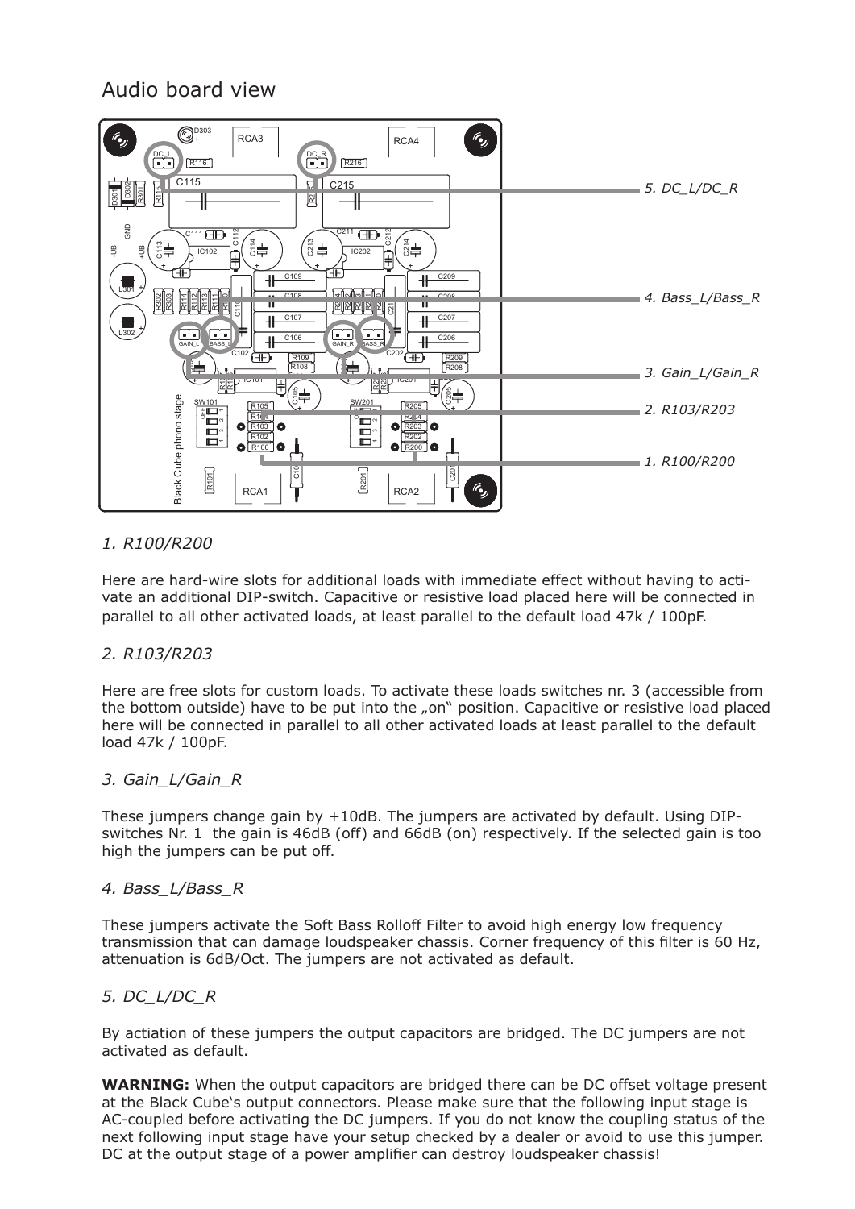# Audio board view

5. DC_L/DC_R

4. Bass_L/Bass_R

3. Gain_L/Gain_R

2. R103/R203

1. R100/R200

### *1. R100/R200*

Here are hard-wire slots for additional loads with immediate effect without having to activate an additional DIP-switch. Capacitive or resistive load placed here will be connected in parallel to all other activated loads, at least parallel to the default load 47k / 100pF.

### *2. R103/R203*

Here are free slots for custom loads. To activate these loads switches nr. 3 (accessible from the bottom outside) have to be put into the „on" position. Capacitive or resistive load placed here will be connected in parallel to all other activated loads at least parallel to the default load 47k / 100pF.

### *3. Gain_L/Gain_R*

These jumpers change gain by +10dB. The jumpers are activated by default. Using DIP-switches Nr. 1 the gain is 46dB (off) and 66dB (on) respectively. If the selected gain is too high the jumpers can be put off.

### *4. Bass_L/Bass_R*

These jumpers activate the Soft Bass Rolloff Filter to avoid high energy low frequency transmission that can damage loudspeaker chassis. Corner frequency of this filter is 60 Hz, attenuation is 6dB/Oct. The jumpers are not activated as default.

### *5. DC_L/DC_R*

By actiation of these jumpers the output capacitors are bridged. The DC jumpers are not activated as default.

**WARNING:** When the output capacitors are bridged there can be DC offset voltage present at the Black Cube's output connectors. Please make sure that the following input stage is AC-coupled before activating the DC jumpers. If you do not know the coupling status of the next following input stage have your setup checked by a dealer or avoid to use this jumper. DC at the output stage of a power amplifier can destroy loudspeaker chassis!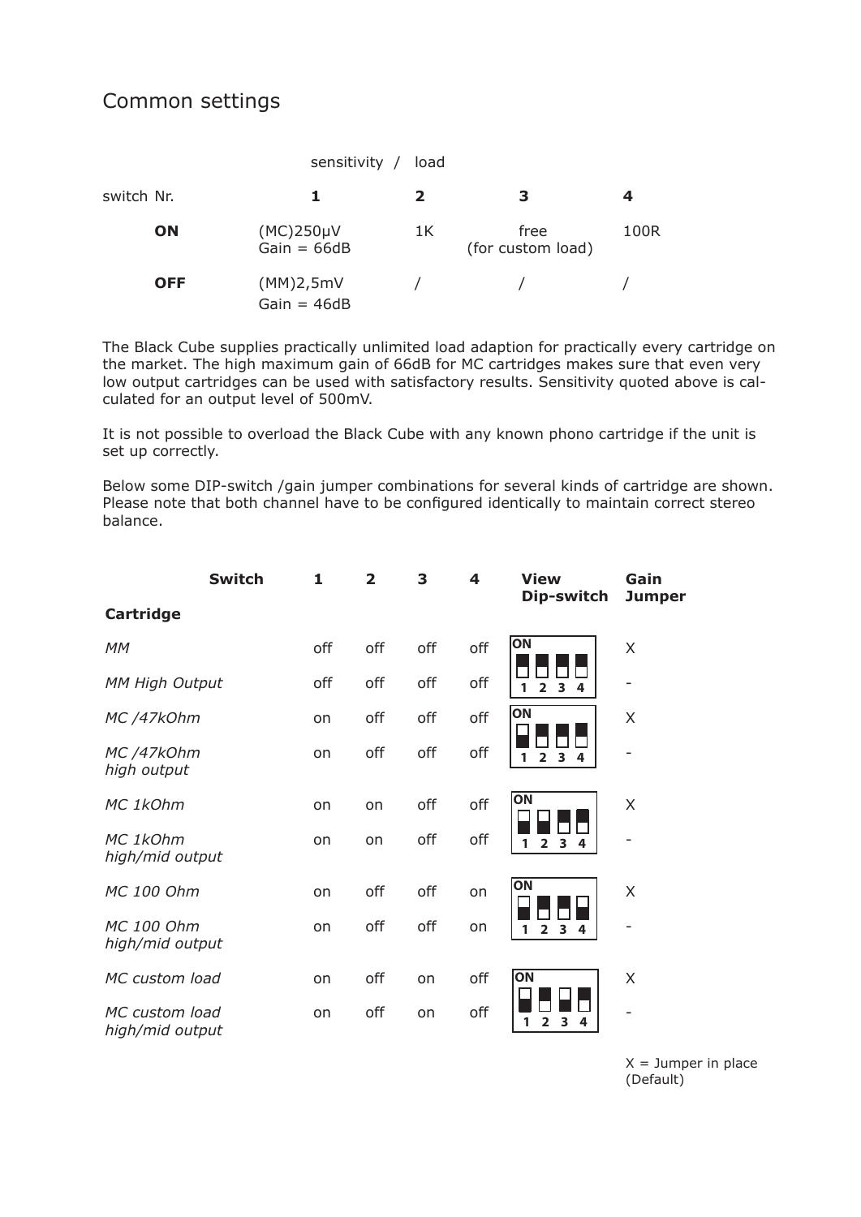# Common settings

| switch Nr. | 1 (sensitivity / load) | 2 | 3 | 4 |
|---|---|---|---|---|
| **ON** | (MC)250µV Gain = 66dB | 1K | free (for custom load) | 100R |
| **OFF** | (MM)2,5mV Gain = 46dB | / | / | / |

The Black Cube supplies practically unlimited load adaption for practically every cartridge on the market. The high maximum gain of 66dB for MC cartridges makes sure that even very low output cartridges can be used with satisfactory results. Sensitivity quoted above is calculated for an output level of 500mV.

It is not possible to overload the Black Cube with any known phono cartridge if the unit is set up correctly.

Below some DIP-switch /gain jumper combinations for several kinds of cartridge are shown. Please note that both channel have to be configured identically to maintain correct stereo balance.

| Cartridge | Switch 1 | 2 | 3 | 4 | View Dip-switch | Gain Jumper |
|---|---|---|---|---|---|---|
| *MM* | off | off | off | off | | X |
| *MM High Output* | off | off | off | off | | - |
| *MC /47kOhm* | on | off | off | off | | X |
| *MC /47kOhm high output* | on | off | off | off | | - |
| *MC 1kOhm* | on | on | off | off | | X |
| *MC 1kOhm high/mid output* | on | on | off | off | | - |
| *MC 100 Ohm* | on | off | off | on | | X |
| *MC 100 Ohm high/mid output* | on | off | off | on | | - |
| *MC custom load* | on | off | on | off | | X |
| *MC custom load high/mid output* | on | off | on | off | | - |

X = Jumper in place (Default)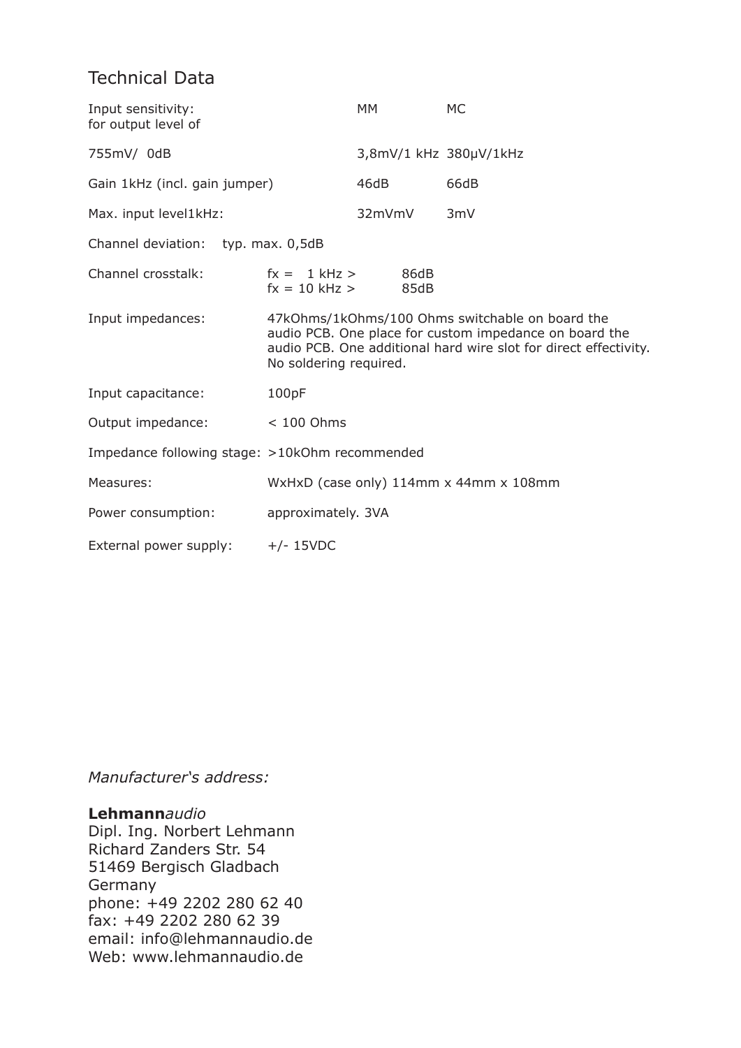# Technical Data

| | | |
|---|---|---|
| Input sensitivity: for output level of | MM | MC |
| 755mV/ 0dB | 3,8mV/1 kHz | 380μV/1kHz |
| Gain 1kHz (incl. gain jumper) | 46dB | 66dB |
| Max. input level1kHz: | 32mVmV | 3mV |

Channel deviation: typ. max. 0,5dB

| | | |
|---|---|---|
| Channel crosstalk: | fx = 1 kHz > | 86dB |
| | fx = 10 kHz > | 85dB |

| | |
|---|---|
| Input impedances: | 47kOhms/1kOhms/100 Ohms switchable on board the audio PCB. One place for custom impedance on board the audio PCB. One additional hard wire slot for direct effectivity. No soldering required. |
| Input capacitance: | 100pF |
| Output impedance: | < 100 Ohms |
| Impedance following stage: | >10kOhm recommended |
| Measures: | WxHxD (case only) 114mm x 44mm x 108mm |
| Power consumption: | approximately. 3VA |
| External power supply: | +/- 15VDC |

*Manufacturer's address:*

**Lehmann***audio*
Dipl. Ing. Norbert Lehmann
Richard Zanders Str. 54
51469 Bergisch Gladbach
Germany
phone: +49 2202 280 62 40
fax: +49 2202 280 62 39
email: info@lehmannaudio.de
Web: www.lehmannaudio.de